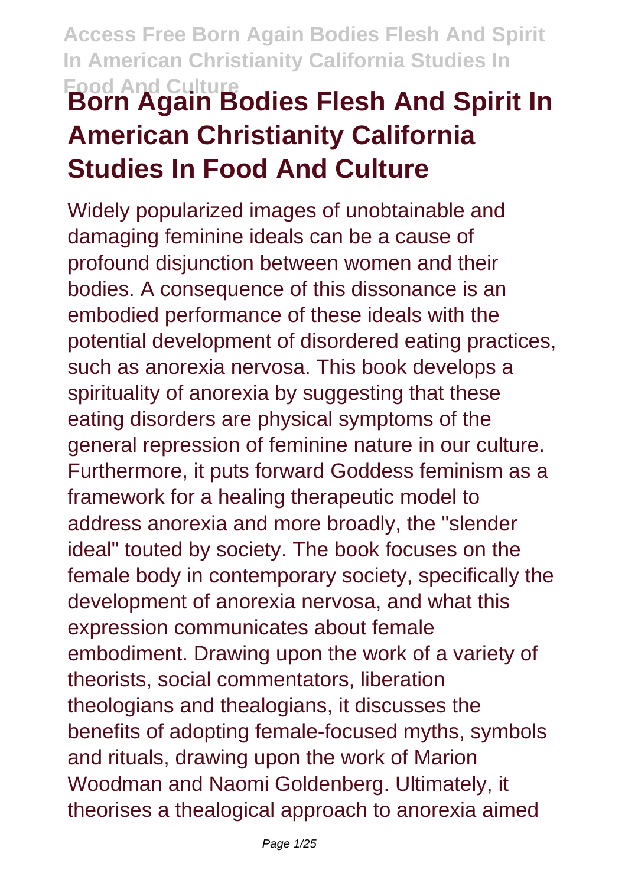# Born Again Bodies Flesh And Spirit In American Christianity California Studies In Food And Culture

Widely popularized images of unobtainable and damaging feminine ideals can be a cause of profound disjunction between women and their bodies. A consequence of this dissonance is an embodied performance of these ideals with the potential development of disordered eating practices, such as anorexia nervosa. This book develops a spirituality of anorexia by suggesting that these eating disorders are physical symptoms of the general repression of feminine nature in our culture. Furthermore, it puts forward Goddess feminism as a framework for a healing therapeutic model to address anorexia and more broadly, the "slender ideal" touted by society. The book focuses on the female body in contemporary society, specifically the development of anorexia nervosa, and what this expression communicates about female embodiment. Drawing upon the work of a variety of theorists, social commentators, liberation theologians and thealogians, it discusses the benefits of adopting female-focused myths, symbols and rituals, drawing upon the work of Marion Woodman and Naomi Goldenberg. Ultimately, it theorises a thealogical approach to anorexia aimed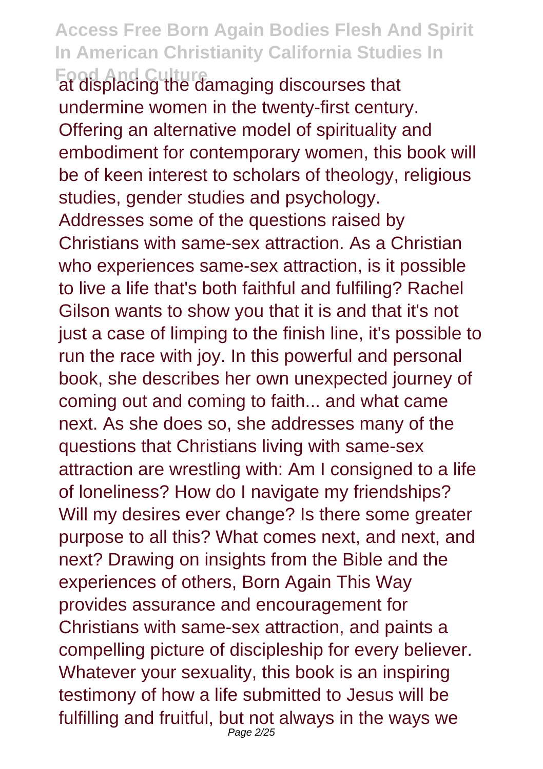at displacing the damaging discourses that undermine women in the twenty-first century. Offering an alternative model of spirituality and embodiment for contemporary women, this book will be of keen interest to scholars of theology, religious studies, gender studies and psychology.

Addresses some of the questions raised by Christians with same-sex attraction. As a Christian who experiences same-sex attraction, is it possible to live a life that's both faithful and fulfiling? Rachel Gilson wants to show you that it is and that it's not just a case of limping to the finish line, it's possible to run the race with joy. In this powerful and personal book, she describes her own unexpected journey of coming out and coming to faith... and what came next. As she does so, she addresses many of the questions that Christians living with same-sex attraction are wrestling with: Am I consigned to a life of loneliness? How do I navigate my friendships? Will my desires ever change? Is there some greater purpose to all this? What comes next, and next, and next? Drawing on insights from the Bible and the experiences of others, Born Again This Way provides assurance and encouragement for Christians with same-sex attraction, and paints a compelling picture of discipleship for every believer. Whatever your sexuality, this book is an inspiring testimony of how a life submitted to Jesus will be fulfilling and fruitful, but not always in the ways we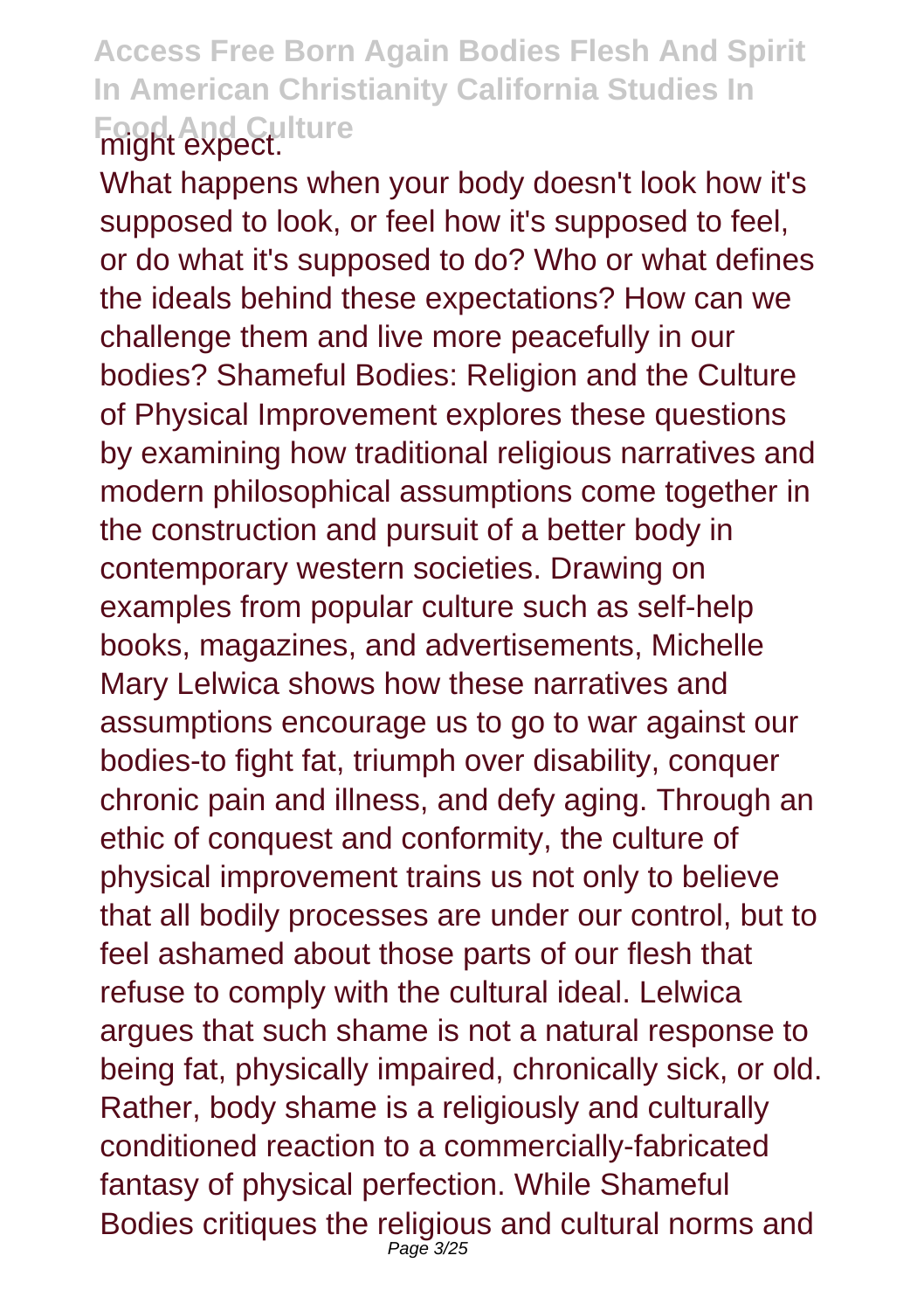might expect.

What happens when your body doesn't look how it's supposed to look, or feel how it's supposed to feel, or do what it's supposed to do? Who or what defines the ideals behind these expectations? How can we challenge them and live more peacefully in our bodies? Shameful Bodies: Religion and the Culture of Physical Improvement explores these questions by examining how traditional religious narratives and modern philosophical assumptions come together in the construction and pursuit of a better body in contemporary western societies. Drawing on examples from popular culture such as self-help books, magazines, and advertisements, Michelle Mary Lelwica shows how these narratives and assumptions encourage us to go to war against our bodies-to fight fat, triumph over disability, conquer chronic pain and illness, and defy aging. Through an ethic of conquest and conformity, the culture of physical improvement trains us not only to believe that all bodily processes are under our control, but to feel ashamed about those parts of our flesh that refuse to comply with the cultural ideal. Lelwica argues that such shame is not a natural response to being fat, physically impaired, chronically sick, or old. Rather, body shame is a religiously and culturally conditioned reaction to a commercially-fabricated fantasy of physical perfection. While Shameful Bodies critiques the religious and cultural norms and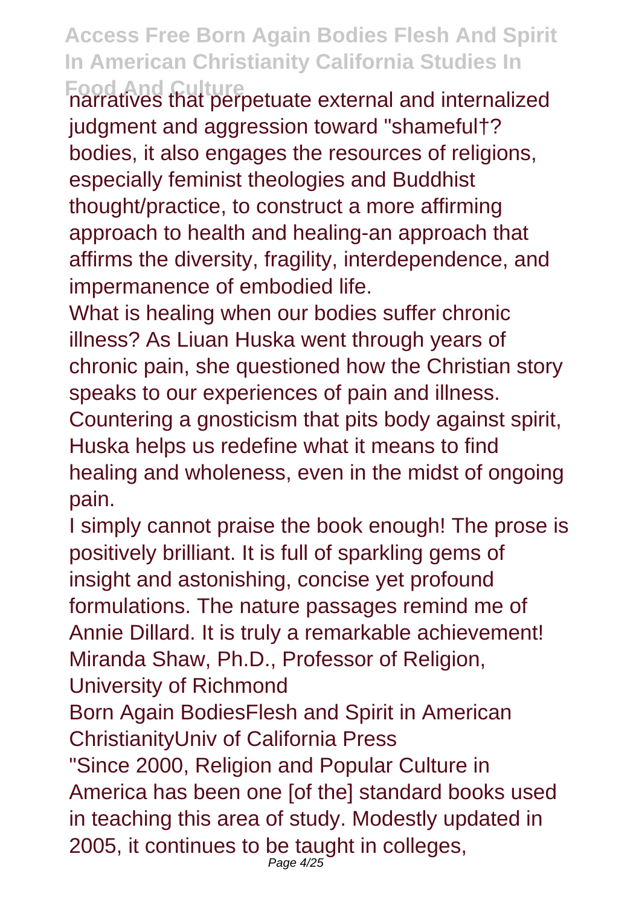narratives that perpetuate external and internalized judgment and aggression toward "shameful†? bodies, it also engages the resources of religions, especially feminist theologies and Buddhist thought/practice, to construct a more affirming approach to health and healing-an approach that affirms the diversity, fragility, interdependence, and impermanence of embodied life.

What is healing when our bodies suffer chronic illness? As Liuan Huska went through years of chronic pain, she questioned how the Christian story speaks to our experiences of pain and illness. Countering a gnosticism that pits body against spirit, Huska helps us redefine what it means to find healing and wholeness, even in the midst of ongoing pain.

I simply cannot praise the book enough! The prose is positively brilliant. It is full of sparkling gems of insight and astonishing, concise yet profound formulations. The nature passages remind me of Annie Dillard. It is truly a remarkable achievement! Miranda Shaw, Ph.D., Professor of Religion, University of Richmond

Born Again BodiesFlesh and Spirit in American ChristianityUniv of California Press

"Since 2000, Religion and Popular Culture in America has been one [of the] standard books used in teaching this area of study. Modestly updated in 2005, it continues to be taught in colleges,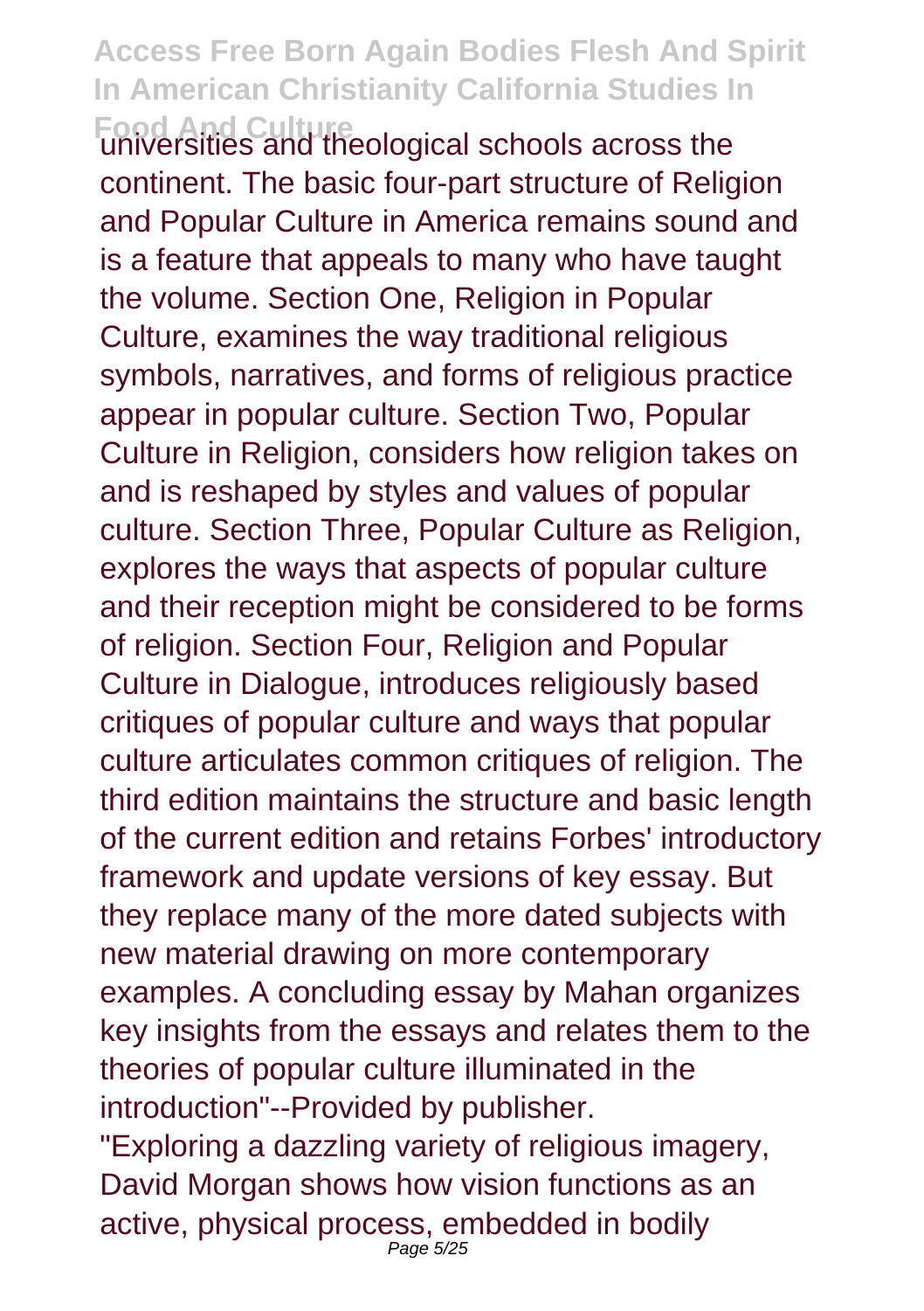universities and theological schools across the continent. The basic four-part structure of Religion and Popular Culture in America remains sound and is a feature that appeals to many who have taught the volume. Section One, Religion in Popular Culture, examines the way traditional religious symbols, narratives, and forms of religious practice appear in popular culture. Section Two, Popular Culture in Religion, considers how religion takes on and is reshaped by styles and values of popular culture. Section Three, Popular Culture as Religion, explores the ways that aspects of popular culture and their reception might be considered to be forms of religion. Section Four, Religion and Popular Culture in Dialogue, introduces religiously based critiques of popular culture and ways that popular culture articulates common critiques of religion. The third edition maintains the structure and basic length of the current edition and retains Forbes' introductory framework and update versions of key essay. But they replace many of the more dated subjects with new material drawing on more contemporary examples. A concluding essay by Mahan organizes key insights from the essays and relates them to the theories of popular culture illuminated in the introduction"--Provided by publisher.

"Exploring a dazzling variety of religious imagery, David Morgan shows how vision functions as an active, physical process, embedded in bodily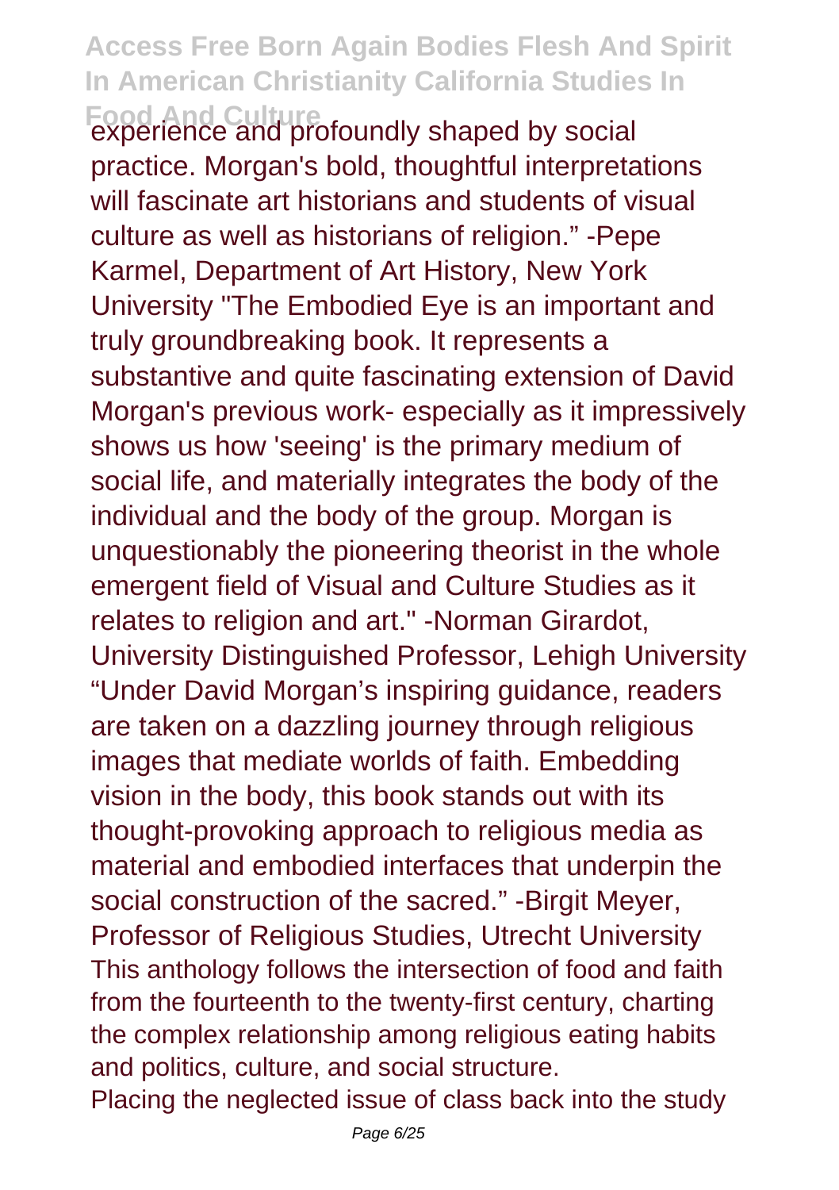experience and profoundly shaped by social practice. Morgan's bold, thoughtful interpretations will fascinate art historians and students of visual culture as well as historians of religion." -Pepe Karmel, Department of Art History, New York University "The Embodied Eye is an important and truly groundbreaking book. It represents a substantive and quite fascinating extension of David Morgan's previous work- especially as it impressively shows us how 'seeing' is the primary medium of social life, and materially integrates the body of the individual and the body of the group. Morgan is unquestionably the pioneering theorist in the whole emergent field of Visual and Culture Studies as it relates to religion and art." -Norman Girardot, University Distinguished Professor, Lehigh University "Under David Morgan's inspiring guidance, readers are taken on a dazzling journey through religious images that mediate worlds of faith. Embedding vision in the body, this book stands out with its thought-provoking approach to religious media as material and embodied interfaces that underpin the social construction of the sacred." -Birgit Meyer, Professor of Religious Studies, Utrecht University

This anthology follows the intersection of food and faith from the fourteenth to the twenty-first century, charting the complex relationship among religious eating habits and politics, culture, and social structure.

Placing the neglected issue of class back into the study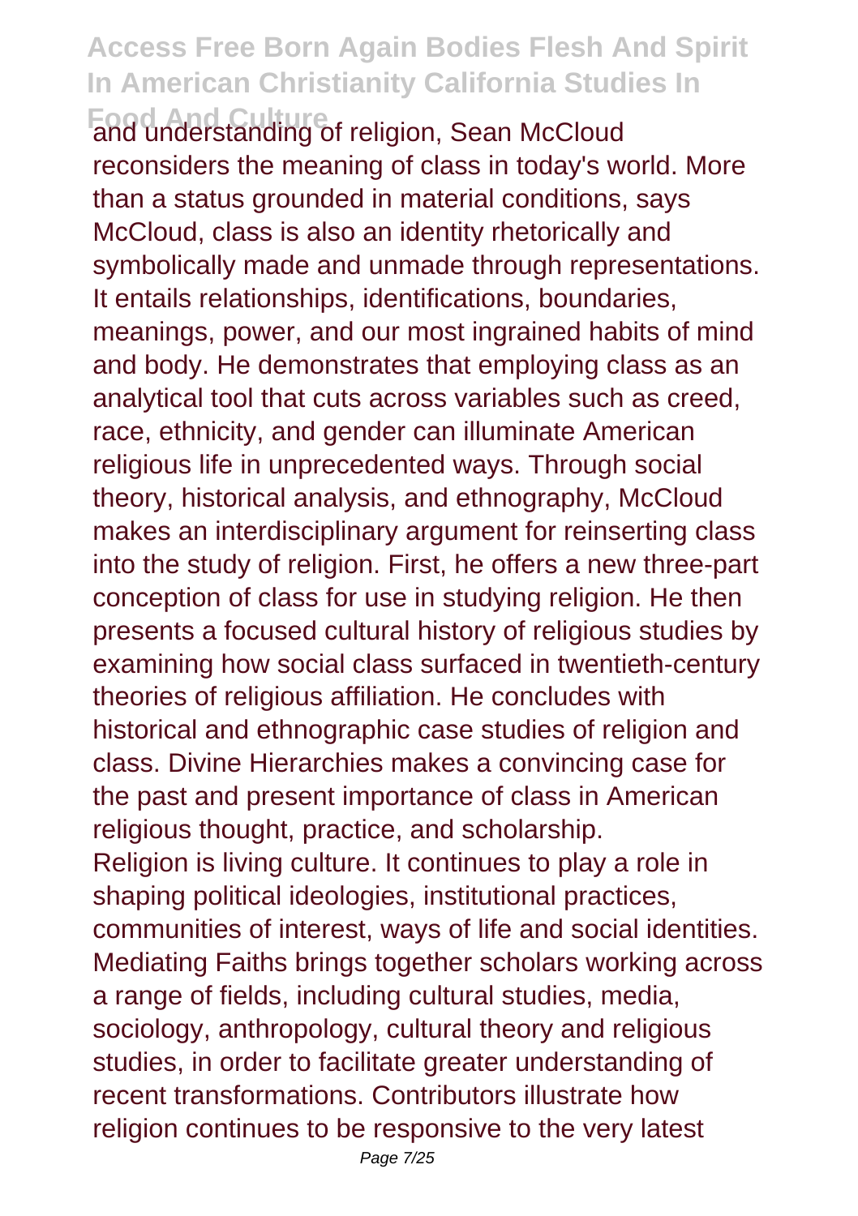and understanding of religion, Sean McCloud reconsiders the meaning of class in today's world. More than a status grounded in material conditions, says McCloud, class is also an identity rhetorically and symbolically made and unmade through representations. It entails relationships, identifications, boundaries, meanings, power, and our most ingrained habits of mind and body. He demonstrates that employing class as an analytical tool that cuts across variables such as creed, race, ethnicity, and gender can illuminate American religious life in unprecedented ways. Through social theory, historical analysis, and ethnography, McCloud makes an interdisciplinary argument for reinserting class into the study of religion. First, he offers a new three-part conception of class for use in studying religion. He then presents a focused cultural history of religious studies by examining how social class surfaced in twentieth-century theories of religious affiliation. He concludes with historical and ethnographic case studies of religion and class. Divine Hierarchies makes a convincing case for the past and present importance of class in American religious thought, practice, and scholarship.

Religion is living culture. It continues to play a role in shaping political ideologies, institutional practices, communities of interest, ways of life and social identities. Mediating Faiths brings together scholars working across a range of fields, including cultural studies, media, sociology, anthropology, cultural theory and religious studies, in order to facilitate greater understanding of recent transformations. Contributors illustrate how religion continues to be responsive to the very latest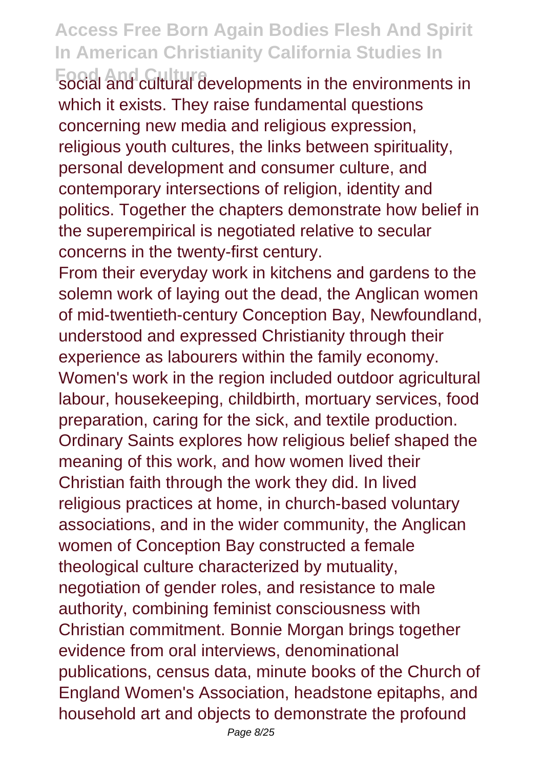social and cultural developments in the environments in which it exists. They raise fundamental questions concerning new media and religious expression, religious youth cultures, the links between spirituality, personal development and consumer culture, and contemporary intersections of religion, identity and politics. Together the chapters demonstrate how belief in the superempirical is negotiated relative to secular concerns in the twenty-first century.

From their everyday work in kitchens and gardens to the solemn work of laying out the dead, the Anglican women of mid-twentieth-century Conception Bay, Newfoundland, understood and expressed Christianity through their experience as labourers within the family economy. Women's work in the region included outdoor agricultural labour, housekeeping, childbirth, mortuary services, food preparation, caring for the sick, and textile production. Ordinary Saints explores how religious belief shaped the meaning of this work, and how women lived their Christian faith through the work they did. In lived religious practices at home, in church-based voluntary associations, and in the wider community, the Anglican women of Conception Bay constructed a female theological culture characterized by mutuality, negotiation of gender roles, and resistance to male authority, combining feminist consciousness with Christian commitment. Bonnie Morgan brings together evidence from oral interviews, denominational publications, census data, minute books of the Church of England Women's Association, headstone epitaphs, and household art and objects to demonstrate the profound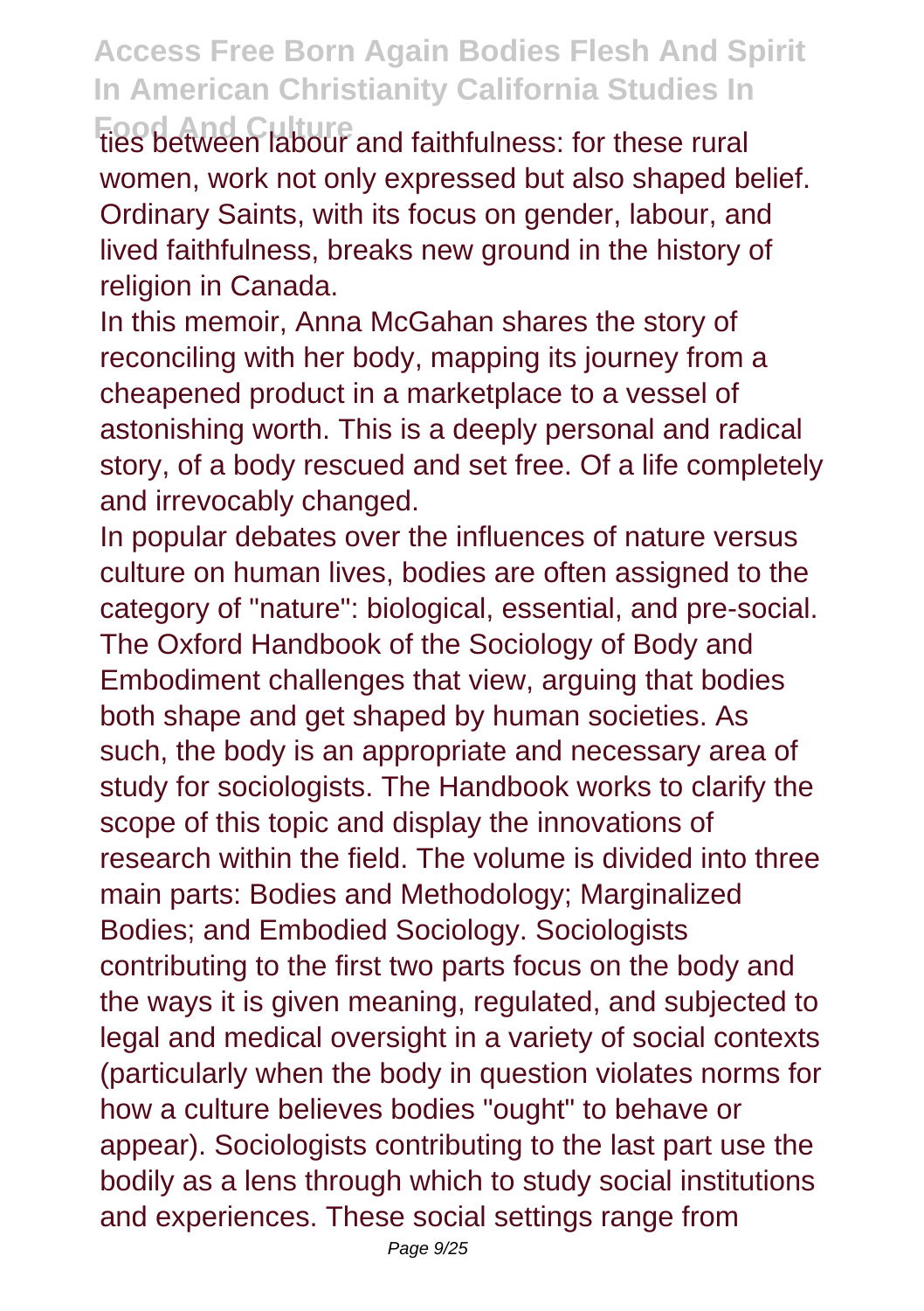ties between labour and faithfulness: for these rural women, work not only expressed but also shaped belief. Ordinary Saints, with its focus on gender, labour, and lived faithfulness, breaks new ground in the history of religion in Canada.

In this memoir, Anna McGahan shares the story of reconciling with her body, mapping its journey from a cheapened product in a marketplace to a vessel of astonishing worth. This is a deeply personal and radical story, of a body rescued and set free. Of a life completely and irrevocably changed.

In popular debates over the influences of nature versus culture on human lives, bodies are often assigned to the category of "nature": biological, essential, and pre-social. The Oxford Handbook of the Sociology of Body and Embodiment challenges that view, arguing that bodies both shape and get shaped by human societies. As such, the body is an appropriate and necessary area of study for sociologists. The Handbook works to clarify the scope of this topic and display the innovations of research within the field. The volume is divided into three main parts: Bodies and Methodology; Marginalized Bodies; and Embodied Sociology. Sociologists contributing to the first two parts focus on the body and the ways it is given meaning, regulated, and subjected to legal and medical oversight in a variety of social contexts (particularly when the body in question violates norms for how a culture believes bodies "ought" to behave or appear). Sociologists contributing to the last part use the bodily as a lens through which to study social institutions and experiences. These social settings range from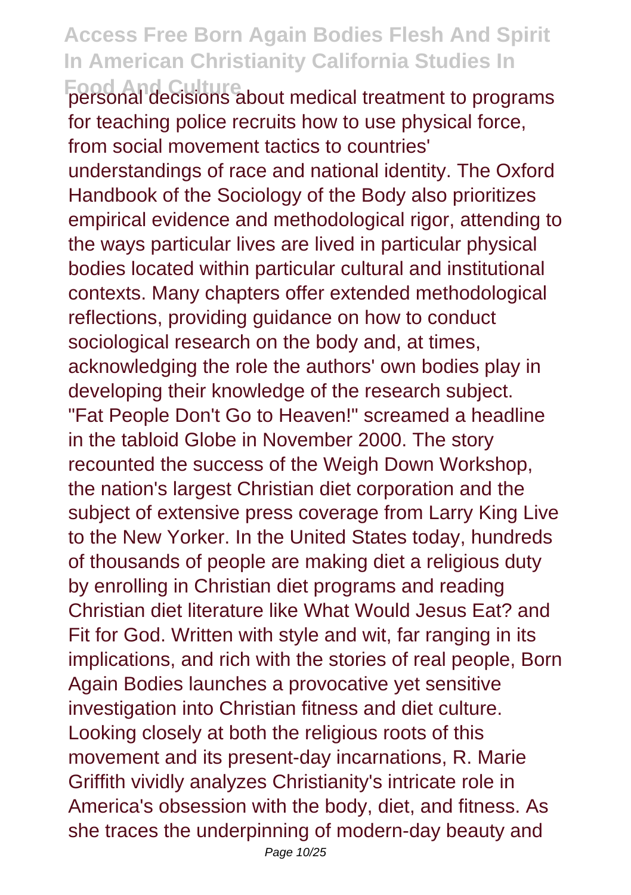personal decisions about medical treatment to programs for teaching police recruits how to use physical force, from social movement tactics to countries' understandings of race and national identity. The Oxford Handbook of the Sociology of the Body also prioritizes empirical evidence and methodological rigor, attending to the ways particular lives are lived in particular physical bodies located within particular cultural and institutional contexts. Many chapters offer extended methodological reflections, providing guidance on how to conduct sociological research on the body and, at times, acknowledging the role the authors' own bodies play in developing their knowledge of the research subject.
"Fat People Don't Go to Heaven!" screamed a headline in the tabloid Globe in November 2000. The story recounted the success of the Weigh Down Workshop, the nation's largest Christian diet corporation and the subject of extensive press coverage from Larry King Live to the New Yorker. In the United States today, hundreds of thousands of people are making diet a religious duty by enrolling in Christian diet programs and reading Christian diet literature like What Would Jesus Eat? and Fit for God. Written with style and wit, far ranging in its implications, and rich with the stories of real people, Born Again Bodies launches a provocative yet sensitive investigation into Christian fitness and diet culture. Looking closely at both the religious roots of this movement and its present-day incarnations, R. Marie Griffith vividly analyzes Christianity's intricate role in America's obsession with the body, diet, and fitness. As she traces the underpinning of modern-day beauty and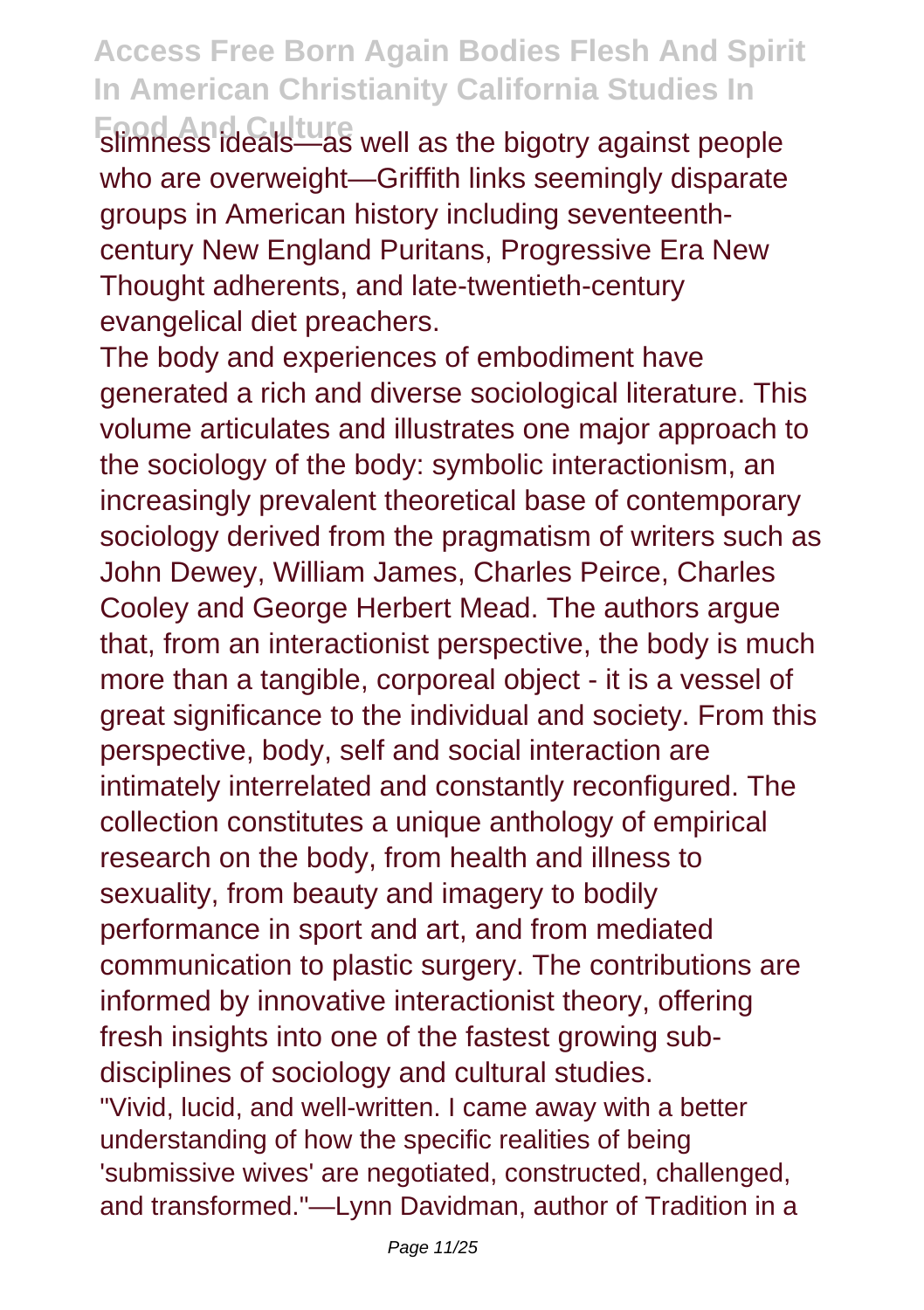slimness ideals—as well as the bigotry against people who are overweight—Griffith links seemingly disparate groups in American history including seventeenth-century New England Puritans, Progressive Era New Thought adherents, and late-twentieth-century evangelical diet preachers.

The body and experiences of embodiment have generated a rich and diverse sociological literature. This volume articulates and illustrates one major approach to the sociology of the body: symbolic interactionism, an increasingly prevalent theoretical base of contemporary sociology derived from the pragmatism of writers such as John Dewey, William James, Charles Peirce, Charles Cooley and George Herbert Mead. The authors argue that, from an interactionist perspective, the body is much more than a tangible, corporeal object - it is a vessel of great significance to the individual and society. From this perspective, body, self and social interaction are intimately interrelated and constantly reconfigured. The collection constitutes a unique anthology of empirical research on the body, from health and illness to sexuality, from beauty and imagery to bodily performance in sport and art, and from mediated communication to plastic surgery. The contributions are informed by innovative interactionist theory, offering fresh insights into one of the fastest growing sub-disciplines of sociology and cultural studies.

"Vivid, lucid, and well-written. I came away with a better understanding of how the specific realities of being 'submissive wives' are negotiated, constructed, challenged, and transformed."—Lynn Davidman, author of Tradition in a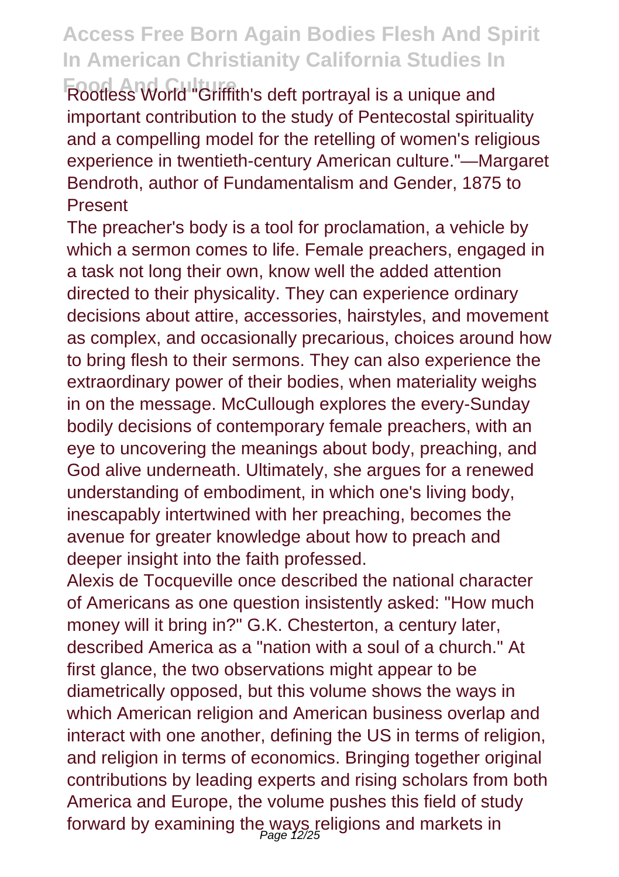Rootless World "Griffith's deft portrayal is a unique and important contribution to the study of Pentecostal spirituality and a compelling model for the retelling of women's religious experience in twentieth-century American culture."—Margaret Bendroth, author of Fundamentalism and Gender, 1875 to Present

The preacher's body is a tool for proclamation, a vehicle by which a sermon comes to life. Female preachers, engaged in a task not long their own, know well the added attention directed to their physicality. They can experience ordinary decisions about attire, accessories, hairstyles, and movement as complex, and occasionally precarious, choices around how to bring flesh to their sermons. They can also experience the extraordinary power of their bodies, when materiality weighs in on the message. McCullough explores the every-Sunday bodily decisions of contemporary female preachers, with an eye to uncovering the meanings about body, preaching, and God alive underneath. Ultimately, she argues for a renewed understanding of embodiment, in which one's living body, inescapably intertwined with her preaching, becomes the avenue for greater knowledge about how to preach and deeper insight into the faith professed.

Alexis de Tocqueville once described the national character of Americans as one question insistently asked: "How much money will it bring in?" G.K. Chesterton, a century later, described America as a "nation with a soul of a church." At first glance, the two observations might appear to be diametrically opposed, but this volume shows the ways in which American religion and American business overlap and interact with one another, defining the US in terms of religion, and religion in terms of economics. Bringing together original contributions by leading experts and rising scholars from both America and Europe, the volume pushes this field of study forward by examining the ways religions and markets in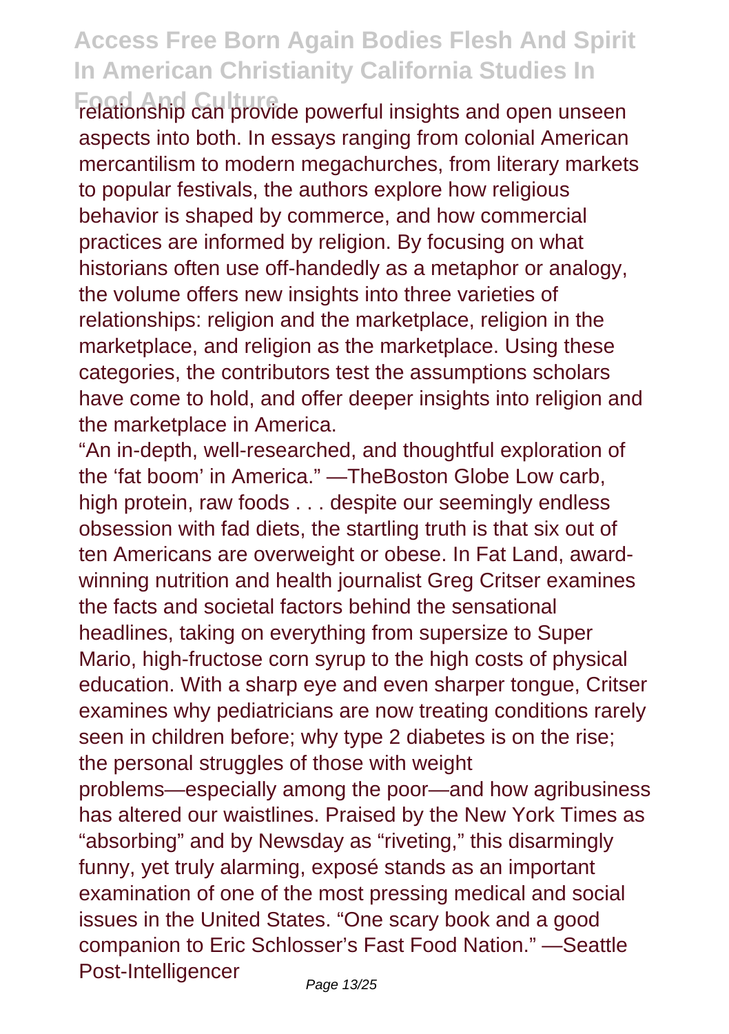relationship can provide powerful insights and open unseen aspects into both. In essays ranging from colonial American mercantilism to modern megachurches, from literary markets to popular festivals, the authors explore how religious behavior is shaped by commerce, and how commercial practices are informed by religion. By focusing on what historians often use off-handedly as a metaphor or analogy, the volume offers new insights into three varieties of relationships: religion and the marketplace, religion in the marketplace, and religion as the marketplace. Using these categories, the contributors test the assumptions scholars have come to hold, and offer deeper insights into religion and the marketplace in America.

"An in-depth, well-researched, and thoughtful exploration of the 'fat boom' in America." —TheBoston Globe Low carb, high protein, raw foods . . . despite our seemingly endless obsession with fad diets, the startling truth is that six out of ten Americans are overweight or obese. In Fat Land, award-winning nutrition and health journalist Greg Critser examines the facts and societal factors behind the sensational headlines, taking on everything from supersize to Super Mario, high-fructose corn syrup to the high costs of physical education. With a sharp eye and even sharper tongue, Critser examines why pediatricians are now treating conditions rarely seen in children before; why type 2 diabetes is on the rise; the personal struggles of those with weight problems—especially among the poor—and how agribusiness has altered our waistlines. Praised by the New York Times as "absorbing" and by Newsday as "riveting," this disarmingly funny, yet truly alarming, exposé stands as an important examination of one of the most pressing medical and social issues in the United States. "One scary book and a good companion to Eric Schlosser's Fast Food Nation." —Seattle Post-Intelligencer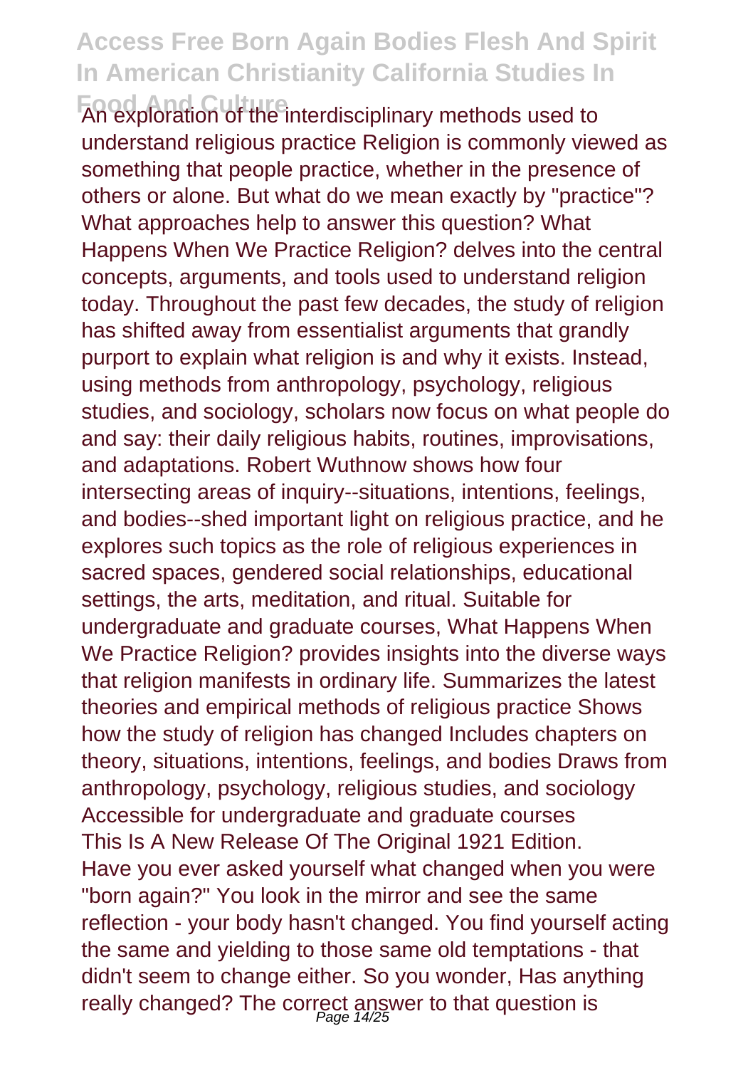An exploration of the interdisciplinary methods used to understand religious practice Religion is commonly viewed as something that people practice, whether in the presence of others or alone. But what do we mean exactly by "practice"? What approaches help to answer this question? What Happens When We Practice Religion? delves into the central concepts, arguments, and tools used to understand religion today. Throughout the past few decades, the study of religion has shifted away from essentialist arguments that grandly purport to explain what religion is and why it exists. Instead, using methods from anthropology, psychology, religious studies, and sociology, scholars now focus on what people do and say: their daily religious habits, routines, improvisations, and adaptations. Robert Wuthnow shows how four intersecting areas of inquiry--situations, intentions, feelings, and bodies--shed important light on religious practice, and he explores such topics as the role of religious experiences in sacred spaces, gendered social relationships, educational settings, the arts, meditation, and ritual. Suitable for undergraduate and graduate courses, What Happens When We Practice Religion? provides insights into the diverse ways that religion manifests in ordinary life. Summarizes the latest theories and empirical methods of religious practice Shows how the study of religion has changed Includes chapters on theory, situations, intentions, feelings, and bodies Draws from anthropology, psychology, religious studies, and sociology Accessible for undergraduate and graduate courses

This Is A New Release Of The Original 1921 Edition.

Have you ever asked yourself what changed when you were "born again?" You look in the mirror and see the same reflection - your body hasn't changed. You find yourself acting the same and yielding to those same old temptations - that didn't seem to change either. So you wonder, Has anything really changed? The correct answer to that question is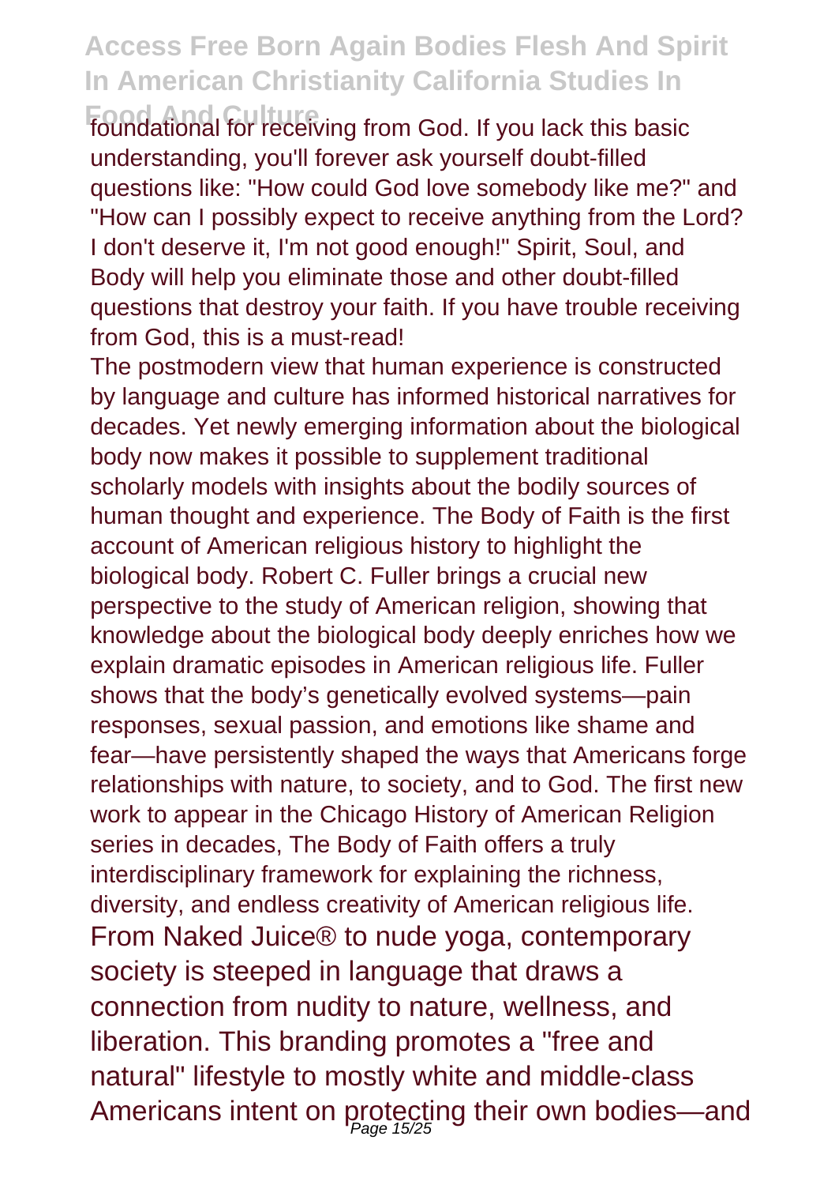foundational for receiving from God. If you lack this basic understanding, you'll forever ask yourself doubt-filled questions like: "How could God love somebody like me?" and "How can I possibly expect to receive anything from the Lord? I don't deserve it, I'm not good enough!" Spirit, Soul, and Body will help you eliminate those and other doubt-filled questions that destroy your faith. If you have trouble receiving from God, this is a must-read!

The postmodern view that human experience is constructed by language and culture has informed historical narratives for decades. Yet newly emerging information about the biological body now makes it possible to supplement traditional scholarly models with insights about the bodily sources of human thought and experience. The Body of Faith is the first account of American religious history to highlight the biological body. Robert C. Fuller brings a crucial new perspective to the study of American religion, showing that knowledge about the biological body deeply enriches how we explain dramatic episodes in American religious life. Fuller shows that the body's genetically evolved systems—pain responses, sexual passion, and emotions like shame and fear—have persistently shaped the ways that Americans forge relationships with nature, to society, and to God. The first new work to appear in the Chicago History of American Religion series in decades, The Body of Faith offers a truly interdisciplinary framework for explaining the richness, diversity, and endless creativity of American religious life.

From Naked Juice® to nude yoga, contemporary society is steeped in language that draws a connection from nudity to nature, wellness, and liberation. This branding promotes a "free and natural" lifestyle to mostly white and middle-class Americans intent on protecting their own bodies—and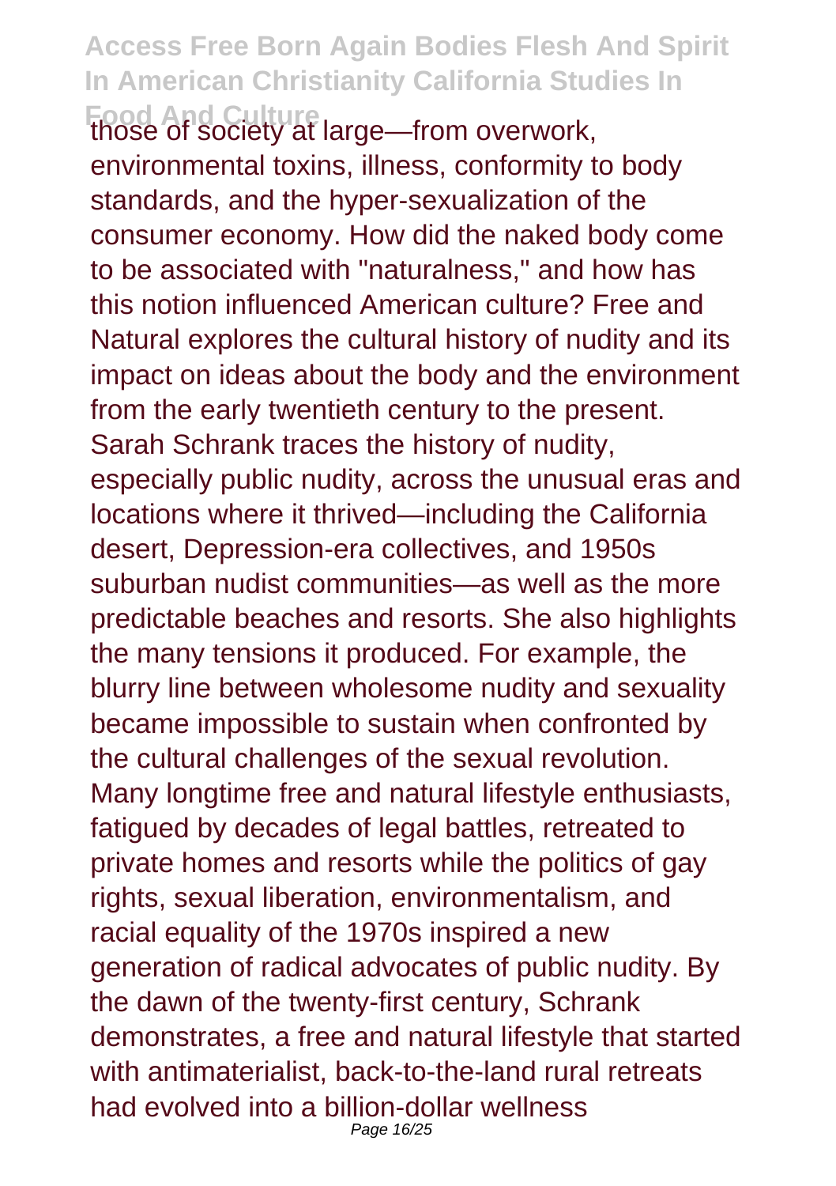those of society at large—from overwork, environmental toxins, illness, conformity to body standards, and the hyper-sexualization of the consumer economy. How did the naked body come to be associated with "naturalness," and how has this notion influenced American culture? Free and Natural explores the cultural history of nudity and its impact on ideas about the body and the environment from the early twentieth century to the present. Sarah Schrank traces the history of nudity, especially public nudity, across the unusual eras and locations where it thrived—including the California desert, Depression-era collectives, and 1950s suburban nudist communities—as well as the more predictable beaches and resorts. She also highlights the many tensions it produced. For example, the blurry line between wholesome nudity and sexuality became impossible to sustain when confronted by the cultural challenges of the sexual revolution. Many longtime free and natural lifestyle enthusiasts, fatigued by decades of legal battles, retreated to private homes and resorts while the politics of gay rights, sexual liberation, environmentalism, and racial equality of the 1970s inspired a new generation of radical advocates of public nudity. By the dawn of the twenty-first century, Schrank demonstrates, a free and natural lifestyle that started with antimaterialist, back-to-the-land rural retreats had evolved into a billion-dollar wellness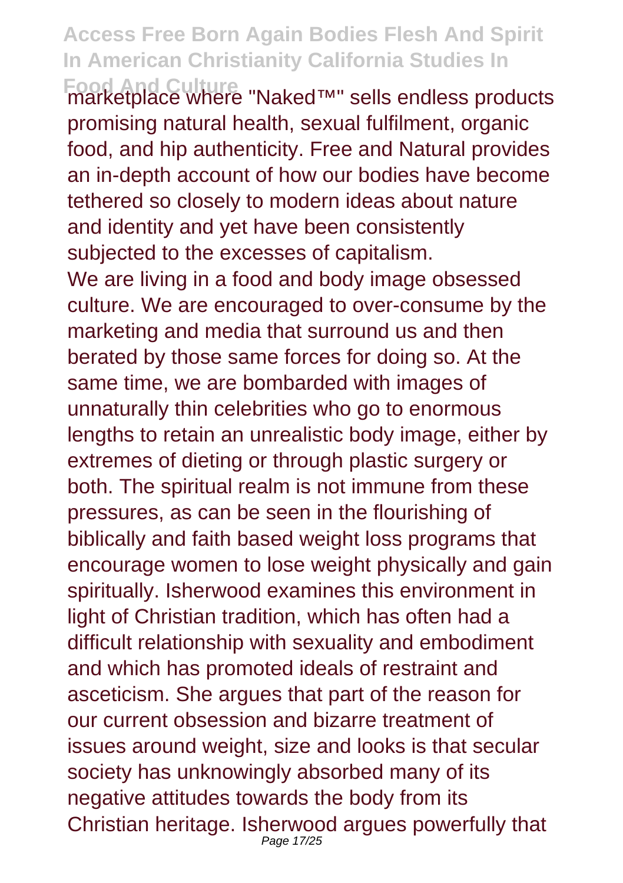marketplace where "Naked™" sells endless products promising natural health, sexual fulfilment, organic food, and hip authenticity. Free and Natural provides an in-depth account of how our bodies have become tethered so closely to modern ideas about nature and identity and yet have been consistently subjected to the excesses of capitalism.

We are living in a food and body image obsessed culture. We are encouraged to over-consume by the marketing and media that surround us and then berated by those same forces for doing so. At the same time, we are bombarded with images of unnaturally thin celebrities who go to enormous lengths to retain an unrealistic body image, either by extremes of dieting or through plastic surgery or both. The spiritual realm is not immune from these pressures, as can be seen in the flourishing of biblically and faith based weight loss programs that encourage women to lose weight physically and gain spiritually. Isherwood examines this environment in light of Christian tradition, which has often had a difficult relationship with sexuality and embodiment and which has promoted ideals of restraint and asceticism. She argues that part of the reason for our current obsession and bizarre treatment of issues around weight, size and looks is that secular society has unknowingly absorbed many of its negative attitudes towards the body from its Christian heritage. Isherwood argues powerfully that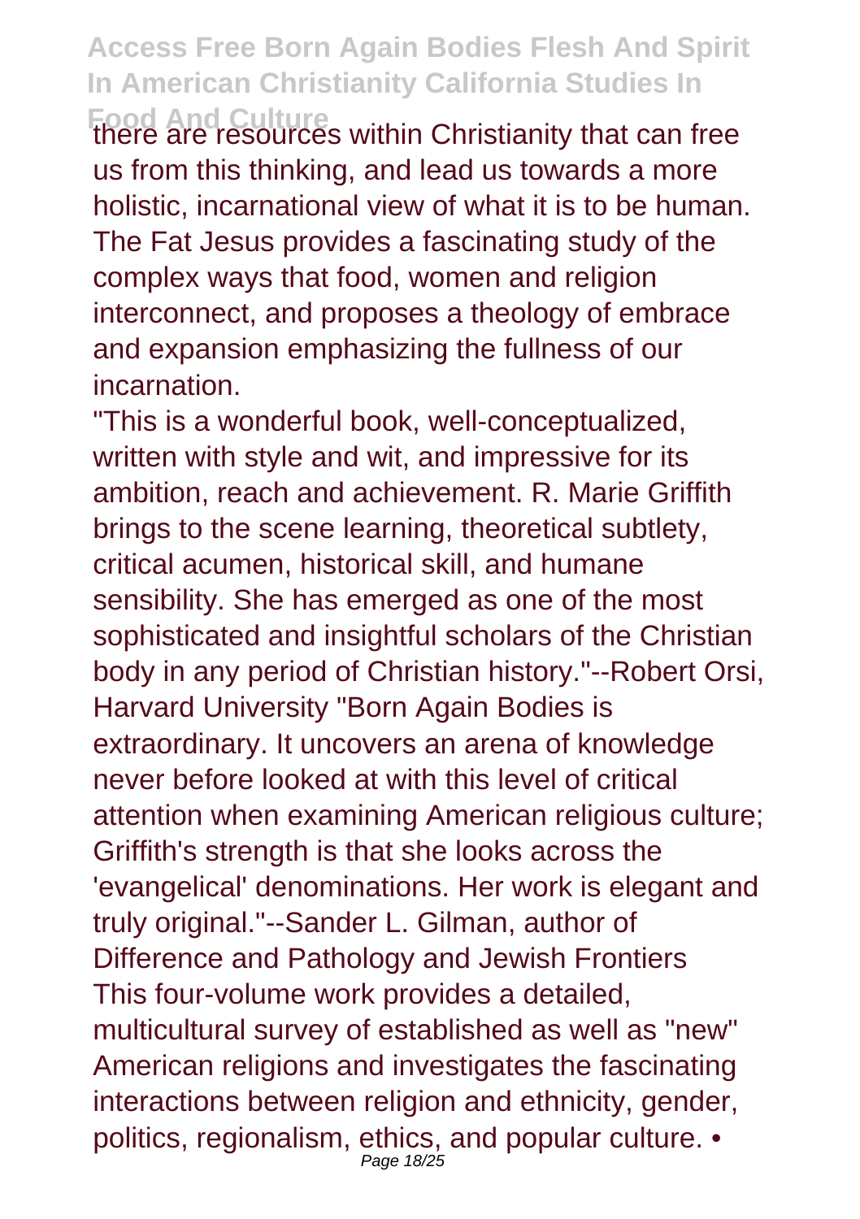there are resources within Christianity that can free us from this thinking, and lead us towards a more holistic, incarnational view of what it is to be human. The Fat Jesus provides a fascinating study of the complex ways that food, women and religion interconnect, and proposes a theology of embrace and expansion emphasizing the fullness of our incarnation.

"This is a wonderful book, well-conceptualized, written with style and wit, and impressive for its ambition, reach and achievement. R. Marie Griffith brings to the scene learning, theoretical subtlety, critical acumen, historical skill, and humane sensibility. She has emerged as one of the most sophisticated and insightful scholars of the Christian body in any period of Christian history."--Robert Orsi, Harvard University "Born Again Bodies is extraordinary. It uncovers an arena of knowledge never before looked at with this level of critical attention when examining American religious culture; Griffith's strength is that she looks across the 'evangelical' denominations. Her work is elegant and truly original."--Sander L. Gilman, author of Difference and Pathology and Jewish Frontiers

This four-volume work provides a detailed, multicultural survey of established as well as "new" American religions and investigates the fascinating interactions between religion and ethnicity, gender, politics, regionalism, ethics, and popular culture. •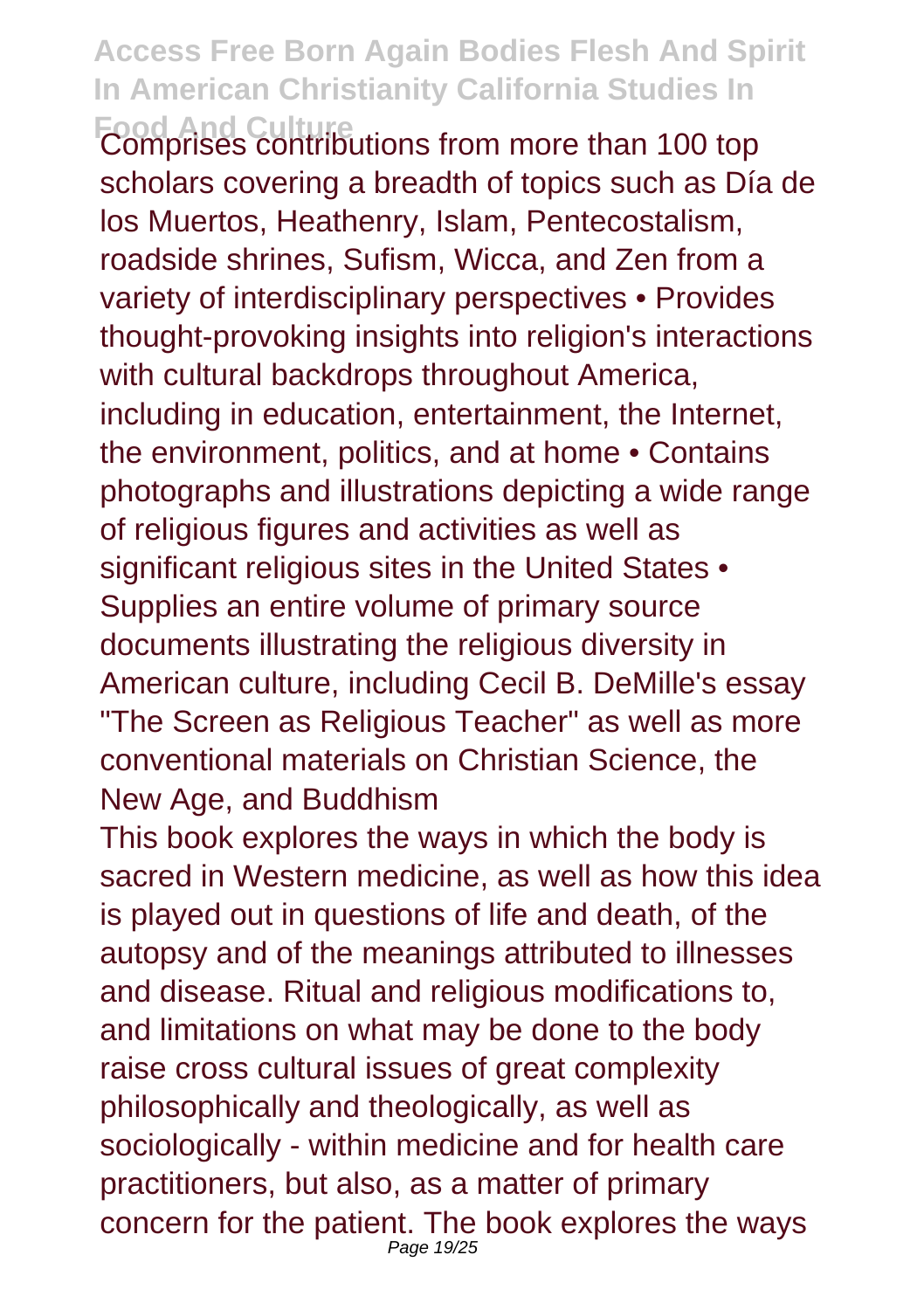Comprises contributions from more than 100 top scholars covering a breadth of topics such as Día de los Muertos, Heathenry, Islam, Pentecostalism, roadside shrines, Sufism, Wicca, and Zen from a variety of interdisciplinary perspectives • Provides thought-provoking insights into religion's interactions with cultural backdrops throughout America, including in education, entertainment, the Internet, the environment, politics, and at home • Contains photographs and illustrations depicting a wide range of religious figures and activities as well as significant religious sites in the United States • Supplies an entire volume of primary source documents illustrating the religious diversity in American culture, including Cecil B. DeMille's essay "The Screen as Religious Teacher" as well as more conventional materials on Christian Science, the New Age, and Buddhism

This book explores the ways in which the body is sacred in Western medicine, as well as how this idea is played out in questions of life and death, of the autopsy and of the meanings attributed to illnesses and disease. Ritual and religious modifications to, and limitations on what may be done to the body raise cross cultural issues of great complexity philosophically and theologically, as well as sociologically - within medicine and for health care practitioners, but also, as a matter of primary concern for the patient. The book explores the ways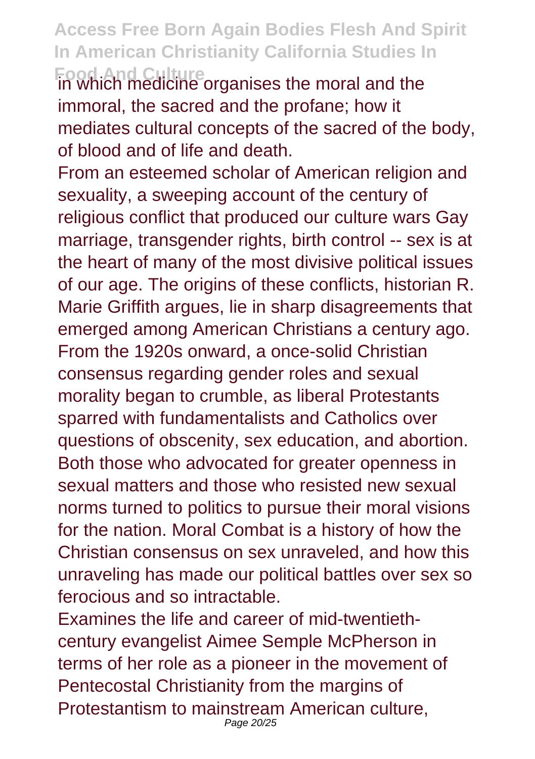in which medicine organises the moral and the immoral, the sacred and the profane; how it mediates cultural concepts of the sacred of the body, of blood and of life and death.

From an esteemed scholar of American religion and sexuality, a sweeping account of the century of religious conflict that produced our culture wars Gay marriage, transgender rights, birth control -- sex is at the heart of many of the most divisive political issues of our age. The origins of these conflicts, historian R. Marie Griffith argues, lie in sharp disagreements that emerged among American Christians a century ago. From the 1920s onward, a once-solid Christian consensus regarding gender roles and sexual morality began to crumble, as liberal Protestants sparred with fundamentalists and Catholics over questions of obscenity, sex education, and abortion. Both those who advocated for greater openness in sexual matters and those who resisted new sexual norms turned to politics to pursue their moral visions for the nation. Moral Combat is a history of how the Christian consensus on sex unraveled, and how this unraveling has made our political battles over sex so ferocious and so intractable.

Examines the life and career of mid-twentieth-century evangelist Aimee Semple McPherson in terms of her role as a pioneer in the movement of Pentecostal Christianity from the margins of Protestantism to mainstream American culture,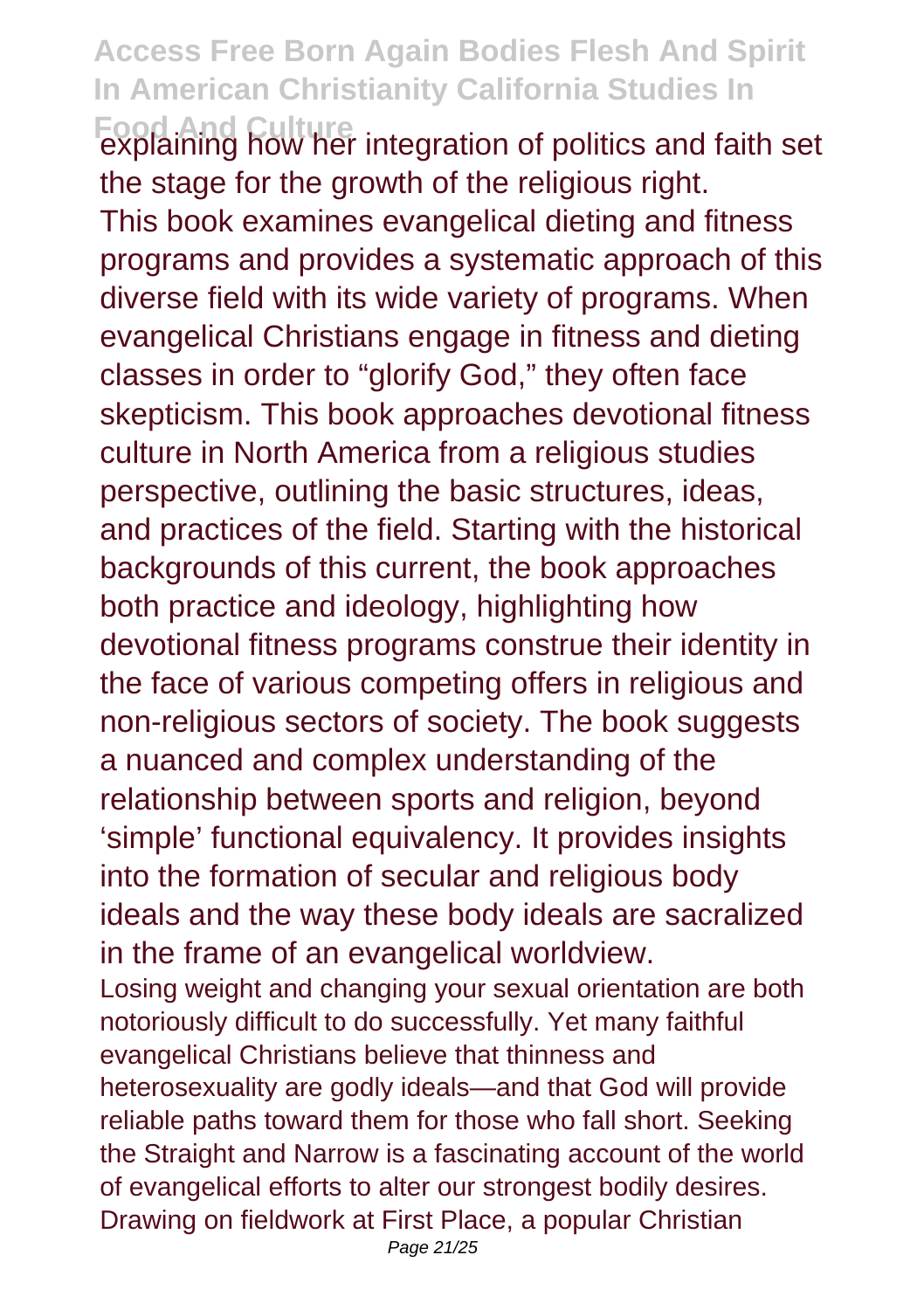explaining how her integration of politics and faith set the stage for the growth of the religious right.

This book examines evangelical dieting and fitness programs and provides a systematic approach of this diverse field with its wide variety of programs. When evangelical Christians engage in fitness and dieting classes in order to “glorify God,” they often face skepticism. This book approaches devotional fitness culture in North America from a religious studies perspective, outlining the basic structures, ideas, and practices of the field. Starting with the historical backgrounds of this current, the book approaches both practice and ideology, highlighting how devotional fitness programs construe their identity in the face of various competing offers in religious and non-religious sectors of society. The book suggests a nuanced and complex understanding of the relationship between sports and religion, beyond ‘simple’ functional equivalency. It provides insights into the formation of secular and religious body ideals and the way these body ideals are sacralized in the frame of an evangelical worldview.

Losing weight and changing your sexual orientation are both notoriously difficult to do successfully. Yet many faithful evangelical Christians believe that thinness and heterosexuality are godly ideals—and that God will provide reliable paths toward them for those who fall short. Seeking the Straight and Narrow is a fascinating account of the world of evangelical efforts to alter our strongest bodily desires. Drawing on fieldwork at First Place, a popular Christian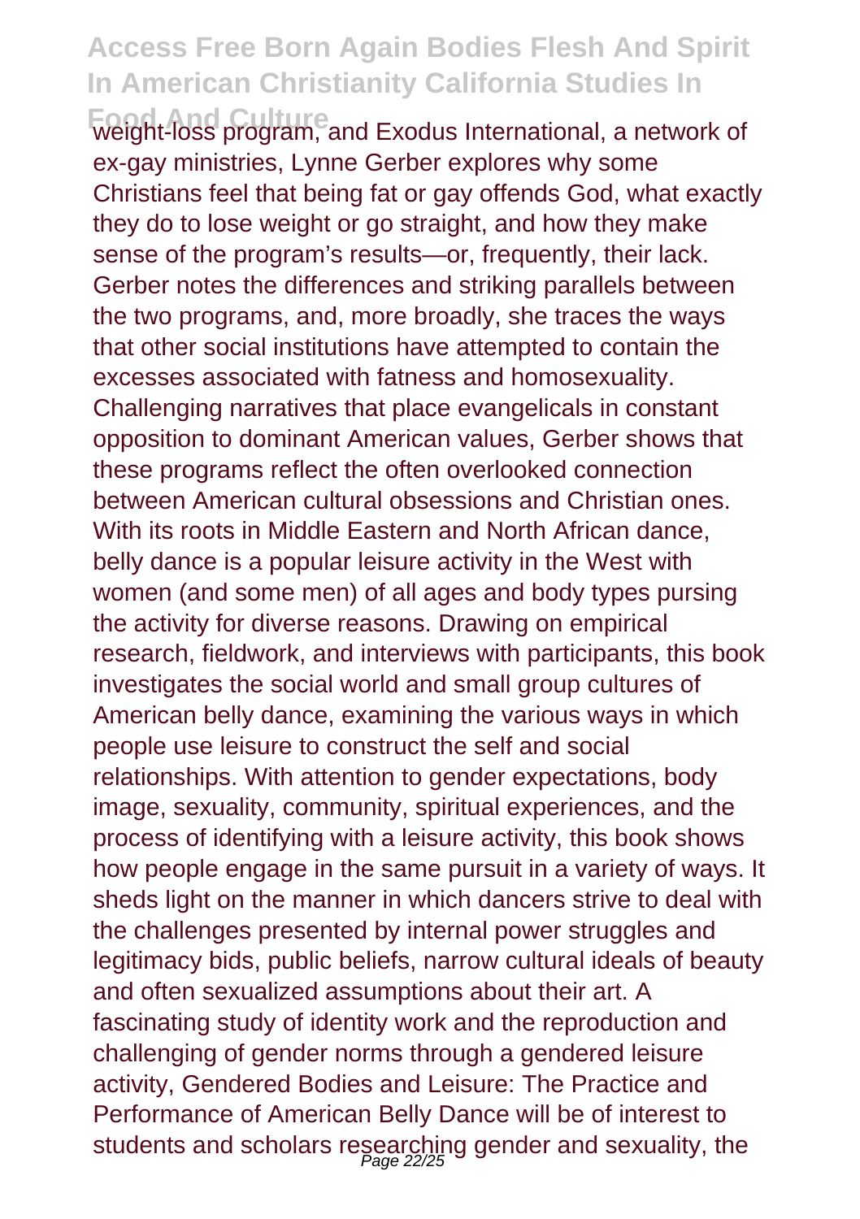weight-loss program, and Exodus International, a network of ex-gay ministries, Lynne Gerber explores why some Christians feel that being fat or gay offends God, what exactly they do to lose weight or go straight, and how they make sense of the program's results—or, frequently, their lack. Gerber notes the differences and striking parallels between the two programs, and, more broadly, she traces the ways that other social institutions have attempted to contain the excesses associated with fatness and homosexuality. Challenging narratives that place evangelicals in constant opposition to dominant American values, Gerber shows that these programs reflect the often overlooked connection between American cultural obsessions and Christian ones. With its roots in Middle Eastern and North African dance, belly dance is a popular leisure activity in the West with women (and some men) of all ages and body types pursing the activity for diverse reasons. Drawing on empirical research, fieldwork, and interviews with participants, this book investigates the social world and small group cultures of American belly dance, examining the various ways in which people use leisure to construct the self and social relationships. With attention to gender expectations, body image, sexuality, community, spiritual experiences, and the process of identifying with a leisure activity, this book shows how people engage in the same pursuit in a variety of ways. It sheds light on the manner in which dancers strive to deal with the challenges presented by internal power struggles and legitimacy bids, public beliefs, narrow cultural ideals of beauty and often sexualized assumptions about their art. A fascinating study of identity work and the reproduction and challenging of gender norms through a gendered leisure activity, Gendered Bodies and Leisure: The Practice and Performance of American Belly Dance will be of interest to students and scholars researching gender and sexuality, the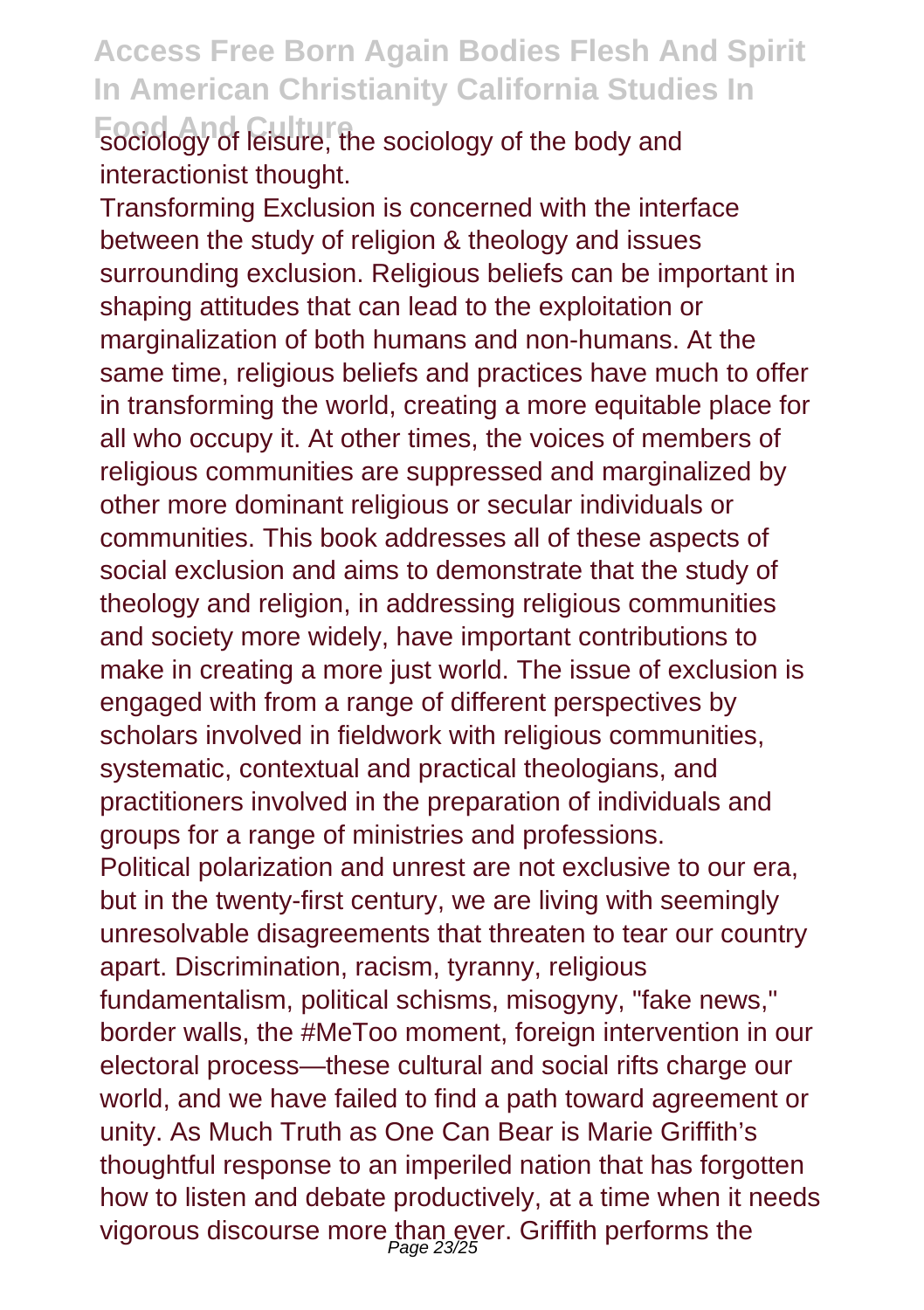sociology of leisure, the sociology of the body and interactionist thought.

Transforming Exclusion is concerned with the interface between the study of religion & theology and issues surrounding exclusion. Religious beliefs can be important in shaping attitudes that can lead to the exploitation or marginalization of both humans and non-humans. At the same time, religious beliefs and practices have much to offer in transforming the world, creating a more equitable place for all who occupy it. At other times, the voices of members of religious communities are suppressed and marginalized by other more dominant religious or secular individuals or communities. This book addresses all of these aspects of social exclusion and aims to demonstrate that the study of theology and religion, in addressing religious communities and society more widely, have important contributions to make in creating a more just world. The issue of exclusion is engaged with from a range of different perspectives by scholars involved in fieldwork with religious communities, systematic, contextual and practical theologians, and practitioners involved in the preparation of individuals and groups for a range of ministries and professions.

Political polarization and unrest are not exclusive to our era, but in the twenty-first century, we are living with seemingly unresolvable disagreements that threaten to tear our country apart. Discrimination, racism, tyranny, religious fundamentalism, political schisms, misogyny, "fake news," border walls, the #MeToo moment, foreign intervention in our electoral process—these cultural and social rifts charge our world, and we have failed to find a path toward agreement or unity. As Much Truth as One Can Bear is Marie Griffith's thoughtful response to an imperiled nation that has forgotten how to listen and debate productively, at a time when it needs vigorous discourse more than ever. Griffith performs the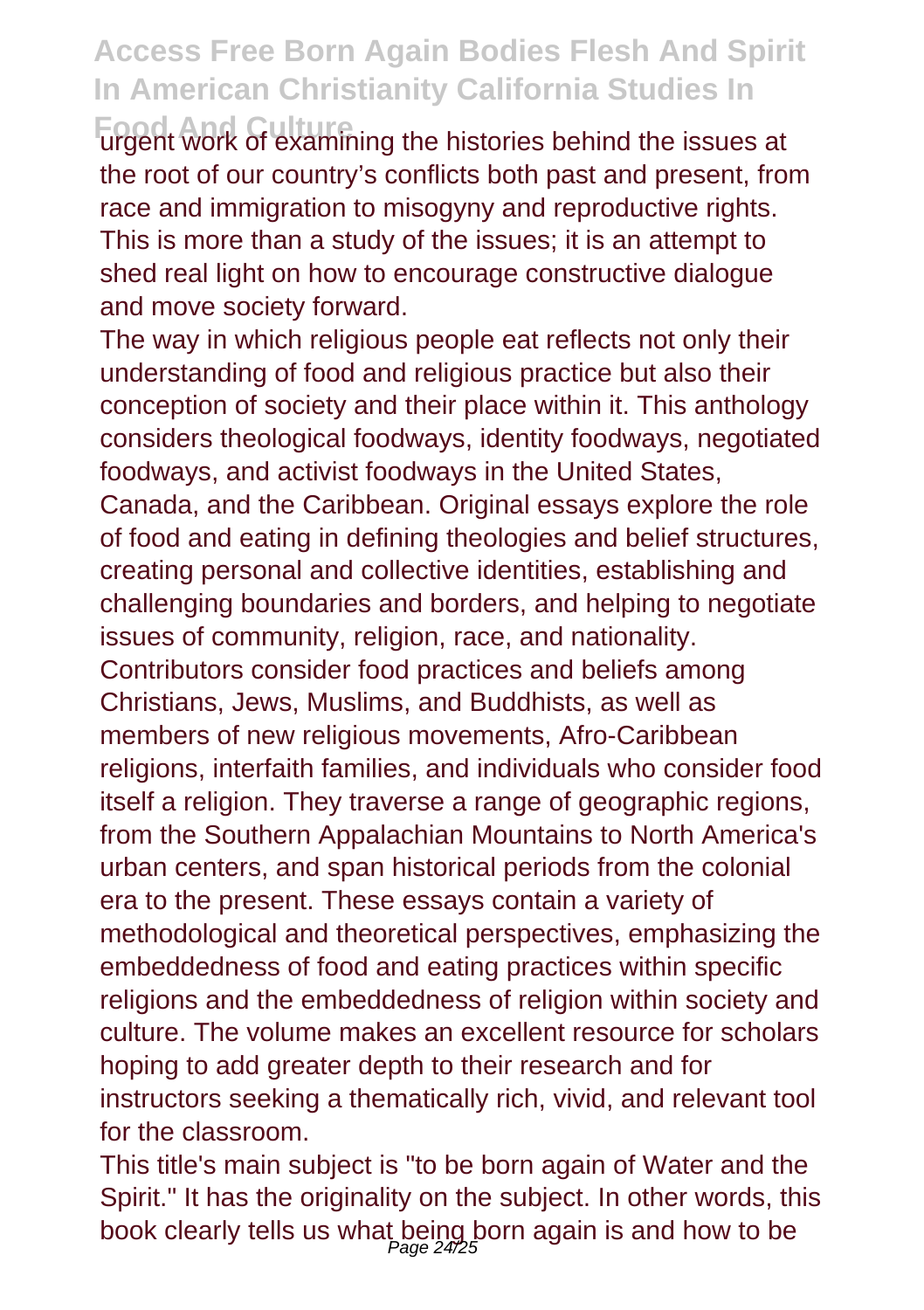urgent work of examining the histories behind the issues at the root of our country's conflicts both past and present, from race and immigration to misogyny and reproductive rights. This is more than a study of the issues; it is an attempt to shed real light on how to encourage constructive dialogue and move society forward.

The way in which religious people eat reflects not only their understanding of food and religious practice but also their conception of society and their place within it. This anthology considers theological foodways, identity foodways, negotiated foodways, and activist foodways in the United States, Canada, and the Caribbean. Original essays explore the role of food and eating in defining theologies and belief structures, creating personal and collective identities, establishing and challenging boundaries and borders, and helping to negotiate issues of community, religion, race, and nationality. Contributors consider food practices and beliefs among Christians, Jews, Muslims, and Buddhists, as well as members of new religious movements, Afro-Caribbean religions, interfaith families, and individuals who consider food itself a religion. They traverse a range of geographic regions, from the Southern Appalachian Mountains to North America's urban centers, and span historical periods from the colonial era to the present. These essays contain a variety of methodological and theoretical perspectives, emphasizing the embeddedness of food and eating practices within specific religions and the embeddedness of religion within society and culture. The volume makes an excellent resource for scholars hoping to add greater depth to their research and for instructors seeking a thematically rich, vivid, and relevant tool for the classroom.

This title's main subject is "to be born again of Water and the Spirit." It has the originality on the subject. In other words, this book clearly tells us what being born again is and how to be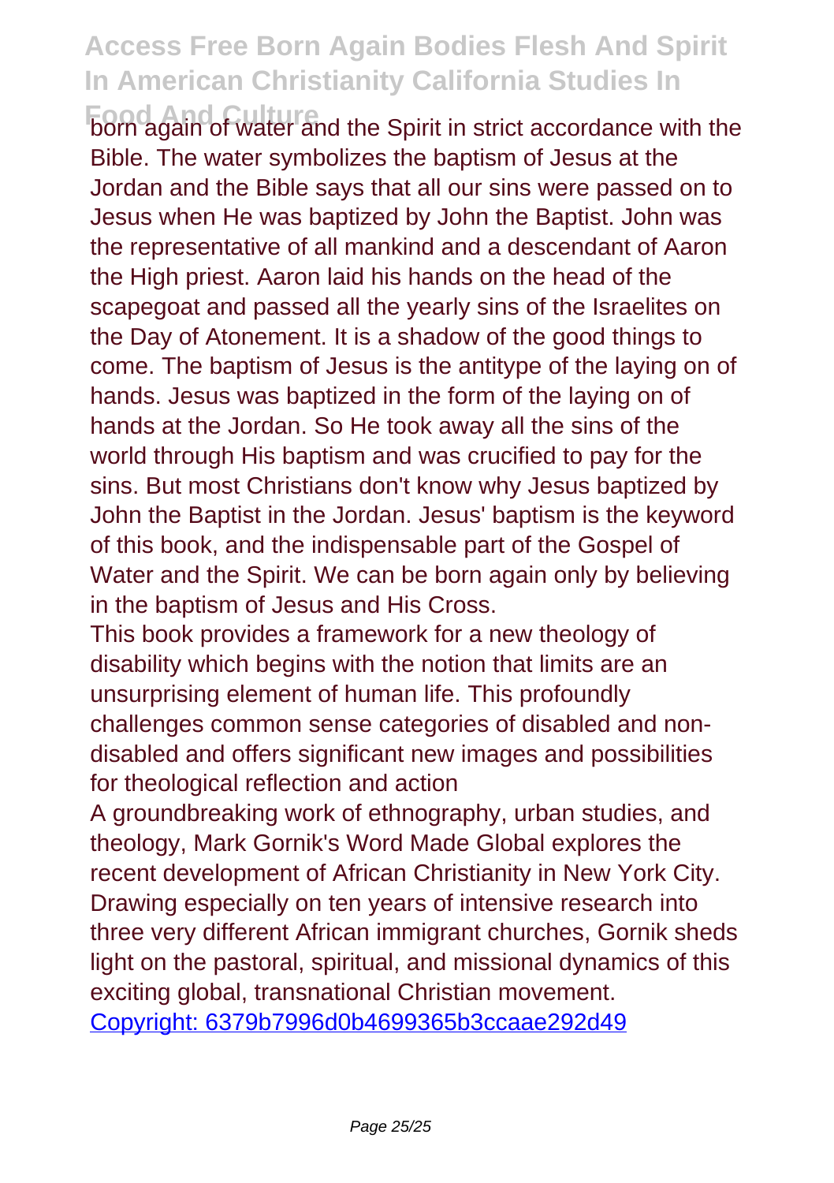born again of water and the Spirit in strict accordance with the Bible. The water symbolizes the baptism of Jesus at the Jordan and the Bible says that all our sins were passed on to Jesus when He was baptized by John the Baptist. John was the representative of all mankind and a descendant of Aaron the High priest. Aaron laid his hands on the head of the scapegoat and passed all the yearly sins of the Israelites on the Day of Atonement. It is a shadow of the good things to come. The baptism of Jesus is the antitype of the laying on of hands. Jesus was baptized in the form of the laying on of hands at the Jordan. So He took away all the sins of the world through His baptism and was crucified to pay for the sins. But most Christians don't know why Jesus baptized by John the Baptist in the Jordan. Jesus' baptism is the keyword of this book, and the indispensable part of the Gospel of Water and the Spirit. We can be born again only by believing in the baptism of Jesus and His Cross.

This book provides a framework for a new theology of disability which begins with the notion that limits are an unsurprising element of human life. This profoundly challenges common sense categories of disabled and non-disabled and offers significant new images and possibilities for theological reflection and action

A groundbreaking work of ethnography, urban studies, and theology, Mark Gornik's Word Made Global explores the recent development of African Christianity in New York City. Drawing especially on ten years of intensive research into three very different African immigrant churches, Gornik sheds light on the pastoral, spiritual, and missional dynamics of this exciting global, transnational Christian movement.

Copyright: 6379b7996d0b4699365b3ccaae292d49